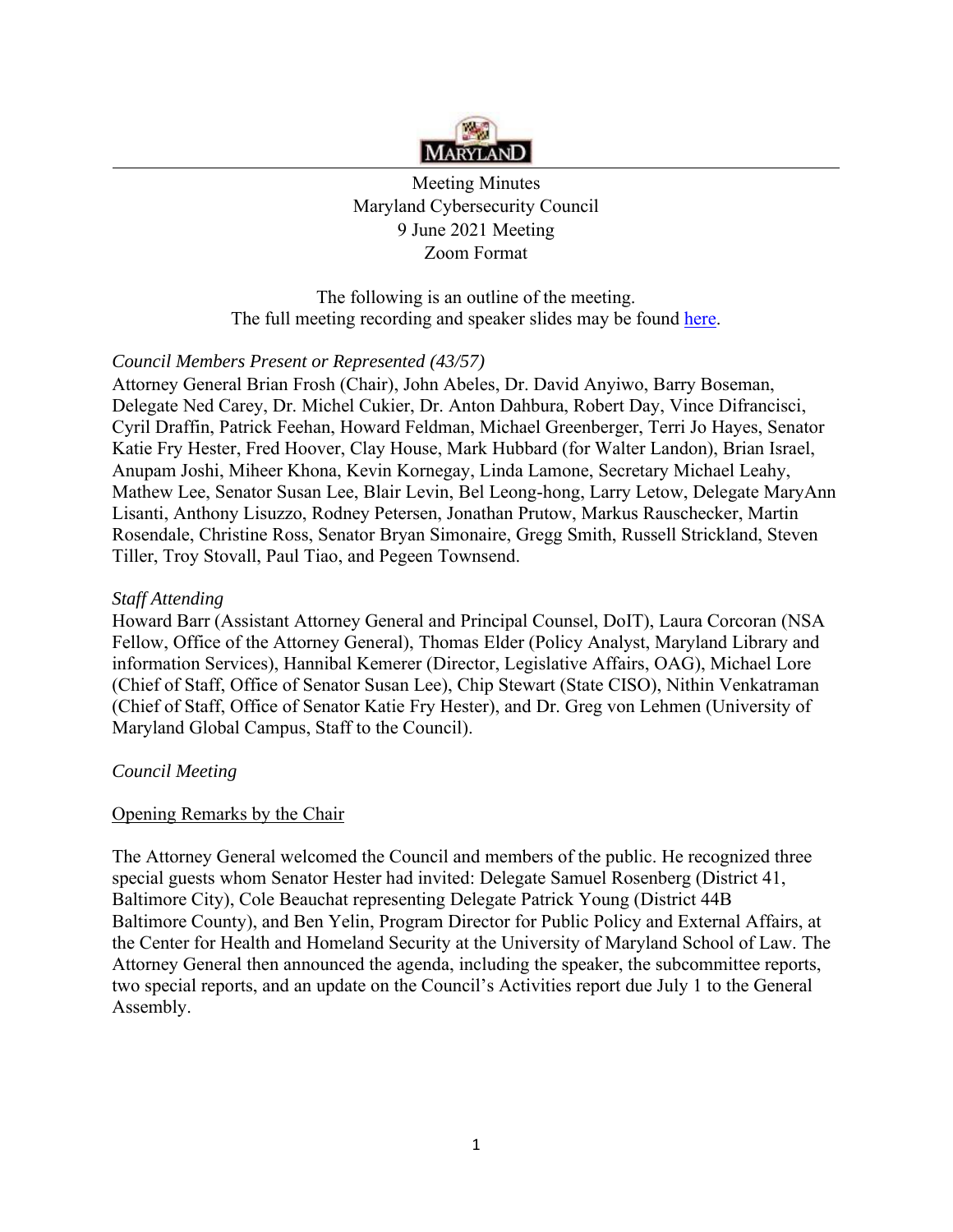MARYLAND

Meeting Minutes
Maryland Cybersecurity Council
9 June 2021 Meeting
Zoom Format

The following is an outline of the meeting.
The full meeting recording and speaker slides may be found here.

*Council Members Present or Represented (43/57)*
Attorney General Brian Frosh (Chair), John Abeles, Dr. David Anyiwo, Barry Boseman, Delegate Ned Carey, Dr. Michel Cukier, Dr. Anton Dahbura, Robert Day, Vince Difrancisci, Cyril Draffin, Patrick Feehan, Howard Feldman, Michael Greenberger, Terri Jo Hayes, Senator Katie Fry Hester, Fred Hoover, Clay House, Mark Hubbard (for Walter Landon), Brian Israel, Anupam Joshi, Miheer Khona, Kevin Kornegay, Linda Lamone, Secretary Michael Leahy, Mathew Lee, Senator Susan Lee, Blair Levin, Bel Leong-hong, Larry Letow, Delegate MaryAnn Lisanti, Anthony Lisuzzo, Rodney Petersen, Jonathan Prutow, Markus Rauschecker, Martin Rosendale, Christine Ross, Senator Bryan Simonaire, Gregg Smith, Russell Strickland, Steven Tiller, Troy Stovall, Paul Tiao, and Pegeen Townsend.

*Staff Attending*
Howard Barr (Assistant Attorney General and Principal Counsel, DoIT), Laura Corcoran (NSA Fellow, Office of the Attorney General), Thomas Elder (Policy Analyst, Maryland Library and information Services), Hannibal Kemerer (Director, Legislative Affairs, OAG), Michael Lore (Chief of Staff, Office of Senator Susan Lee), Chip Stewart (State CISO), Nithin Venkatraman (Chief of Staff, Office of Senator Katie Fry Hester), and Dr. Greg von Lehmen (University of Maryland Global Campus, Staff to the Council).

*Council Meeting*

Opening Remarks by the Chair

The Attorney General welcomed the Council and members of the public. He recognized three special guests whom Senator Hester had invited: Delegate Samuel Rosenberg (District 41, Baltimore City), Cole Beauchat representing Delegate Patrick Young (District 44B Baltimore County), and Ben Yelin, Program Director for Public Policy and External Affairs, at the Center for Health and Homeland Security at the University of Maryland School of Law. The Attorney General then announced the agenda, including the speaker, the subcommittee reports, two special reports, and an update on the Council's Activities report due July 1 to the General Assembly.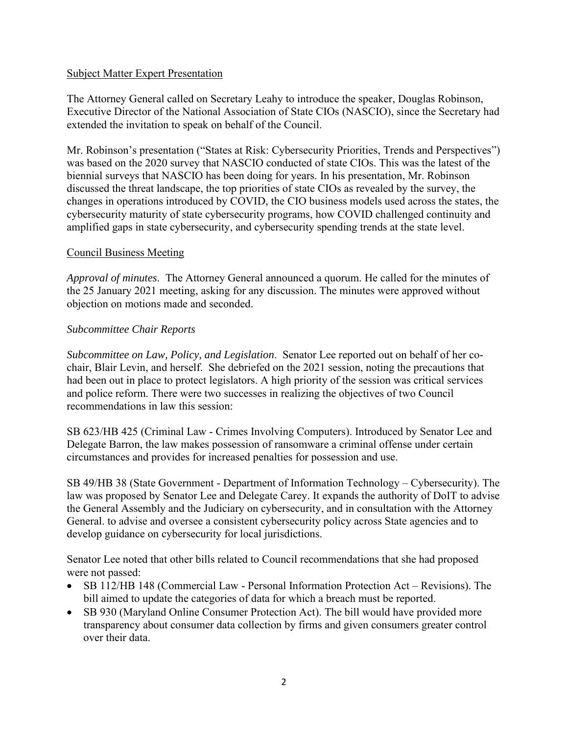Subject Matter Expert Presentation

The Attorney General called on Secretary Leahy to introduce the speaker, Douglas Robinson, Executive Director of the National Association of State CIOs (NASCIO), since the Secretary had extended the invitation to speak on behalf of the Council.

Mr. Robinson's presentation ("States at Risk: Cybersecurity Priorities, Trends and Perspectives") was based on the 2020 survey that NASCIO conducted of state CIOs. This was the latest of the biennial surveys that NASCIO has been doing for years. In his presentation, Mr. Robinson discussed the threat landscape, the top priorities of state CIOs as revealed by the survey, the changes in operations introduced by COVID, the CIO business models used across the states, the cybersecurity maturity of state cybersecurity programs, how COVID challenged continuity and amplified gaps in state cybersecurity, and cybersecurity spending trends at the state level.

Council Business Meeting

*Approval of minutes*. The Attorney General announced a quorum. He called for the minutes of the 25 January 2021 meeting, asking for any discussion. The minutes were approved without objection on motions made and seconded.

*Subcommittee Chair Reports*

*Subcommittee on Law, Policy, and Legislation*. Senator Lee reported out on behalf of her co-chair, Blair Levin, and herself. She debriefed on the 2021 session, noting the precautions that had been out in place to protect legislators. A high priority of the session was critical services and police reform. There were two successes in realizing the objectives of two Council recommendations in law this session:

SB 623/HB 425 (Criminal Law - Crimes Involving Computers). Introduced by Senator Lee and Delegate Barron, the law makes possession of ransomware a criminal offense under certain circumstances and provides for increased penalties for possession and use.

SB 49/HB 38 (State Government - Department of Information Technology – Cybersecurity). The law was proposed by Senator Lee and Delegate Carey. It expands the authority of DoIT to advise the General Assembly and the Judiciary on cybersecurity, and in consultation with the Attorney General. to advise and oversee a consistent cybersecurity policy across State agencies and to develop guidance on cybersecurity for local jurisdictions.

Senator Lee noted that other bills related to Council recommendations that she had proposed were not passed:

- SB 112/HB 148 (Commercial Law - Personal Information Protection Act – Revisions). The bill aimed to update the categories of data for which a breach must be reported.
- SB 930 (Maryland Online Consumer Protection Act). The bill would have provided more transparency about consumer data collection by firms and given consumers greater control over their data.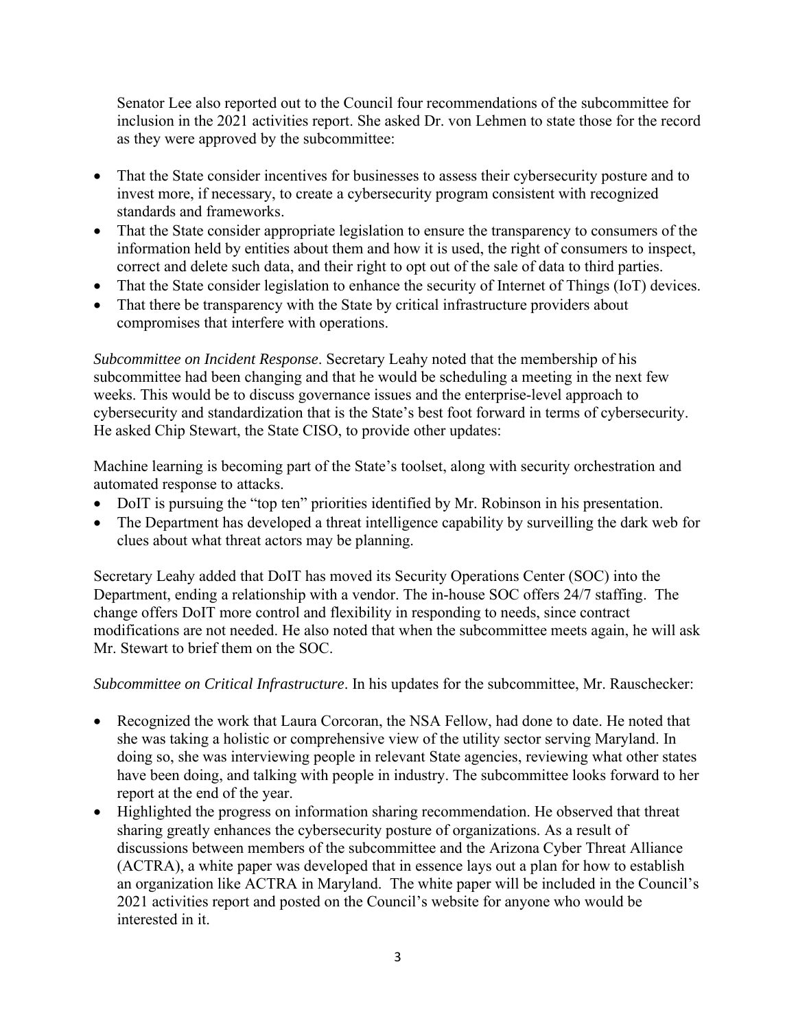Senator Lee also reported out to the Council four recommendations of the subcommittee for inclusion in the 2021 activities report. She asked Dr. von Lehmen to state those for the record as they were approved by the subcommittee:

- That the State consider incentives for businesses to assess their cybersecurity posture and to invest more, if necessary, to create a cybersecurity program consistent with recognized standards and frameworks.
- That the State consider appropriate legislation to ensure the transparency to consumers of the information held by entities about them and how it is used, the right of consumers to inspect, correct and delete such data, and their right to opt out of the sale of data to third parties.
- That the State consider legislation to enhance the security of Internet of Things (IoT) devices.
- That there be transparency with the State by critical infrastructure providers about compromises that interfere with operations.

*Subcommittee on Incident Response*. Secretary Leahy noted that the membership of his subcommittee had been changing and that he would be scheduling a meeting in the next few weeks. This would be to discuss governance issues and the enterprise-level approach to cybersecurity and standardization that is the State's best foot forward in terms of cybersecurity. He asked Chip Stewart, the State CISO, to provide other updates:

Machine learning is becoming part of the State's toolset, along with security orchestration and automated response to attacks.

- DoIT is pursuing the "top ten" priorities identified by Mr. Robinson in his presentation.
- The Department has developed a threat intelligence capability by surveilling the dark web for clues about what threat actors may be planning.

Secretary Leahy added that DoIT has moved its Security Operations Center (SOC) into the Department, ending a relationship with a vendor. The in-house SOC offers 24/7 staffing. The change offers DoIT more control and flexibility in responding to needs, since contract modifications are not needed. He also noted that when the subcommittee meets again, he will ask Mr. Stewart to brief them on the SOC.

*Subcommittee on Critical Infrastructure*. In his updates for the subcommittee, Mr. Rauschecker:

- Recognized the work that Laura Corcoran, the NSA Fellow, had done to date. He noted that she was taking a holistic or comprehensive view of the utility sector serving Maryland. In doing so, she was interviewing people in relevant State agencies, reviewing what other states have been doing, and talking with people in industry. The subcommittee looks forward to her report at the end of the year.
- Highlighted the progress on information sharing recommendation. He observed that threat sharing greatly enhances the cybersecurity posture of organizations. As a result of discussions between members of the subcommittee and the Arizona Cyber Threat Alliance (ACTRA), a white paper was developed that in essence lays out a plan for how to establish an organization like ACTRA in Maryland. The white paper will be included in the Council's 2021 activities report and posted on the Council's website for anyone who would be interested in it.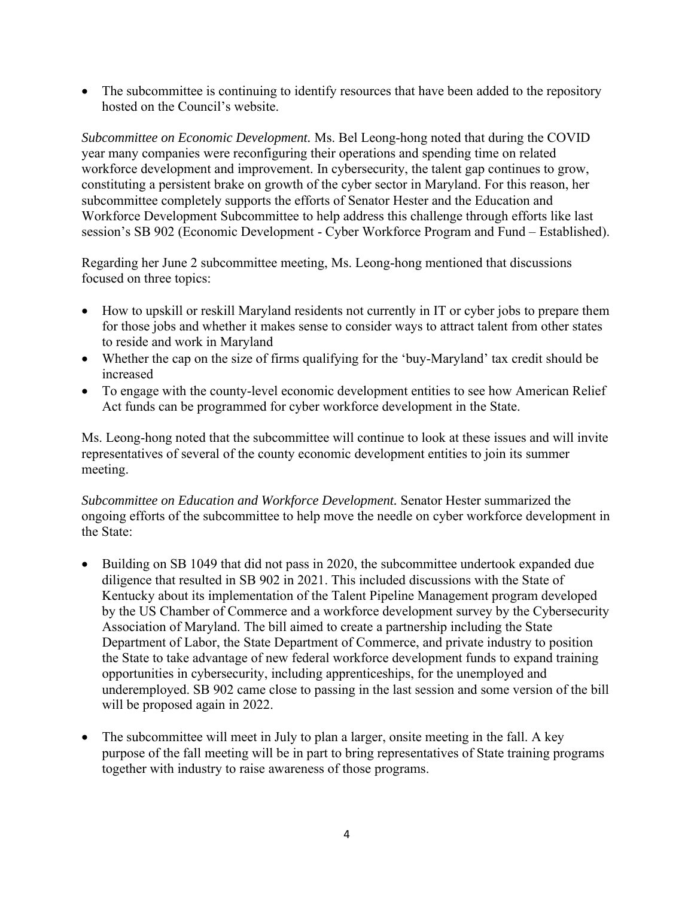- The subcommittee is continuing to identify resources that have been added to the repository hosted on the Council's website.

*Subcommittee on Economic Development.* Ms. Bel Leong-hong noted that during the COVID year many companies were reconfiguring their operations and spending time on related workforce development and improvement. In cybersecurity, the talent gap continues to grow, constituting a persistent brake on growth of the cyber sector in Maryland. For this reason, her subcommittee completely supports the efforts of Senator Hester and the Education and Workforce Development Subcommittee to help address this challenge through efforts like last session's SB 902 (Economic Development - Cyber Workforce Program and Fund – Established).

Regarding her June 2 subcommittee meeting, Ms. Leong-hong mentioned that discussions focused on three topics:

- How to upskill or reskill Maryland residents not currently in IT or cyber jobs to prepare them for those jobs and whether it makes sense to consider ways to attract talent from other states to reside and work in Maryland
- Whether the cap on the size of firms qualifying for the 'buy-Maryland' tax credit should be increased
- To engage with the county-level economic development entities to see how American Relief Act funds can be programmed for cyber workforce development in the State.

Ms. Leong-hong noted that the subcommittee will continue to look at these issues and will invite representatives of several of the county economic development entities to join its summer meeting.

*Subcommittee on Education and Workforce Development.* Senator Hester summarized the ongoing efforts of the subcommittee to help move the needle on cyber workforce development in the State:

- Building on SB 1049 that did not pass in 2020, the subcommittee undertook expanded due diligence that resulted in SB 902 in 2021. This included discussions with the State of Kentucky about its implementation of the Talent Pipeline Management program developed by the US Chamber of Commerce and a workforce development survey by the Cybersecurity Association of Maryland. The bill aimed to create a partnership including the State Department of Labor, the State Department of Commerce, and private industry to position the State to take advantage of new federal workforce development funds to expand training opportunities in cybersecurity, including apprenticeships, for the unemployed and underemployed. SB 902 came close to passing in the last session and some version of the bill will be proposed again in 2022.

- The subcommittee will meet in July to plan a larger, onsite meeting in the fall. A key purpose of the fall meeting will be in part to bring representatives of State training programs together with industry to raise awareness of those programs.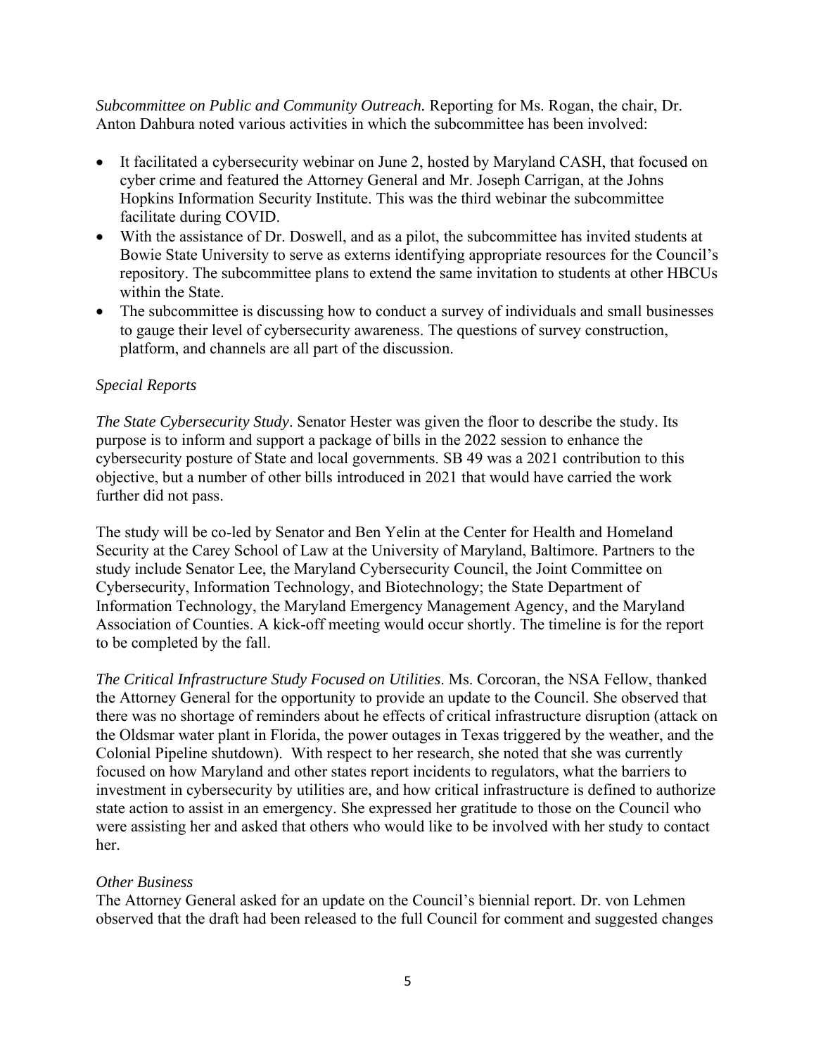*Subcommittee on Public and Community Outreach.* Reporting for Ms. Rogan, the chair, Dr. Anton Dahbura noted various activities in which the subcommittee has been involved:

- It facilitated a cybersecurity webinar on June 2, hosted by Maryland CASH, that focused on cyber crime and featured the Attorney General and Mr. Joseph Carrigan, at the Johns Hopkins Information Security Institute. This was the third webinar the subcommittee facilitate during COVID.
- With the assistance of Dr. Doswell, and as a pilot, the subcommittee has invited students at Bowie State University to serve as externs identifying appropriate resources for the Council's repository. The subcommittee plans to extend the same invitation to students at other HBCUs within the State.
- The subcommittee is discussing how to conduct a survey of individuals and small businesses to gauge their level of cybersecurity awareness. The questions of survey construction, platform, and channels are all part of the discussion.

*Special Reports*

*The State Cybersecurity Study*. Senator Hester was given the floor to describe the study. Its purpose is to inform and support a package of bills in the 2022 session to enhance the cybersecurity posture of State and local governments. SB 49 was a 2021 contribution to this objective, but a number of other bills introduced in 2021 that would have carried the work further did not pass.

The study will be co-led by Senator and Ben Yelin at the Center for Health and Homeland Security at the Carey School of Law at the University of Maryland, Baltimore. Partners to the study include Senator Lee, the Maryland Cybersecurity Council, the Joint Committee on Cybersecurity, Information Technology, and Biotechnology; the State Department of Information Technology, the Maryland Emergency Management Agency, and the Maryland Association of Counties. A kick-off meeting would occur shortly. The timeline is for the report to be completed by the fall.

*The Critical Infrastructure Study Focused on Utilities*. Ms. Corcoran, the NSA Fellow, thanked the Attorney General for the opportunity to provide an update to the Council. She observed that there was no shortage of reminders about he effects of critical infrastructure disruption (attack on the Oldsmar water plant in Florida, the power outages in Texas triggered by the weather, and the Colonial Pipeline shutdown). With respect to her research, she noted that she was currently focused on how Maryland and other states report incidents to regulators, what the barriers to investment in cybersecurity by utilities are, and how critical infrastructure is defined to authorize state action to assist in an emergency. She expressed her gratitude to those on the Council who were assisting her and asked that others who would like to be involved with her study to contact her.

*Other Business*

The Attorney General asked for an update on the Council's biennial report. Dr. von Lehmen observed that the draft had been released to the full Council for comment and suggested changes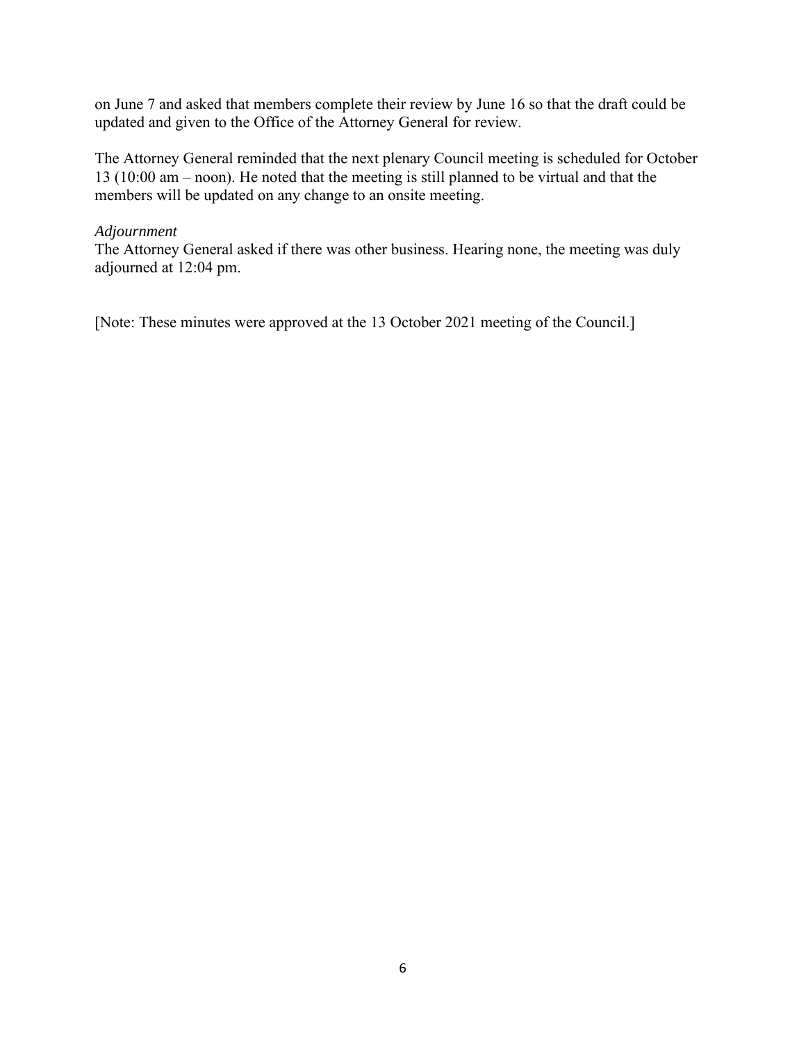on June 7 and asked that members complete their review by June 16 so that the draft could be updated and given to the Office of the Attorney General for review.

The Attorney General reminded that the next plenary Council meeting is scheduled for October 13 (10:00 am – noon). He noted that the meeting is still planned to be virtual and that the members will be updated on any change to an onsite meeting.

*Adjournment*

The Attorney General asked if there was other business. Hearing none, the meeting was duly adjourned at 12:04 pm.

[Note: These minutes were approved at the 13 October 2021 meeting of the Council.]